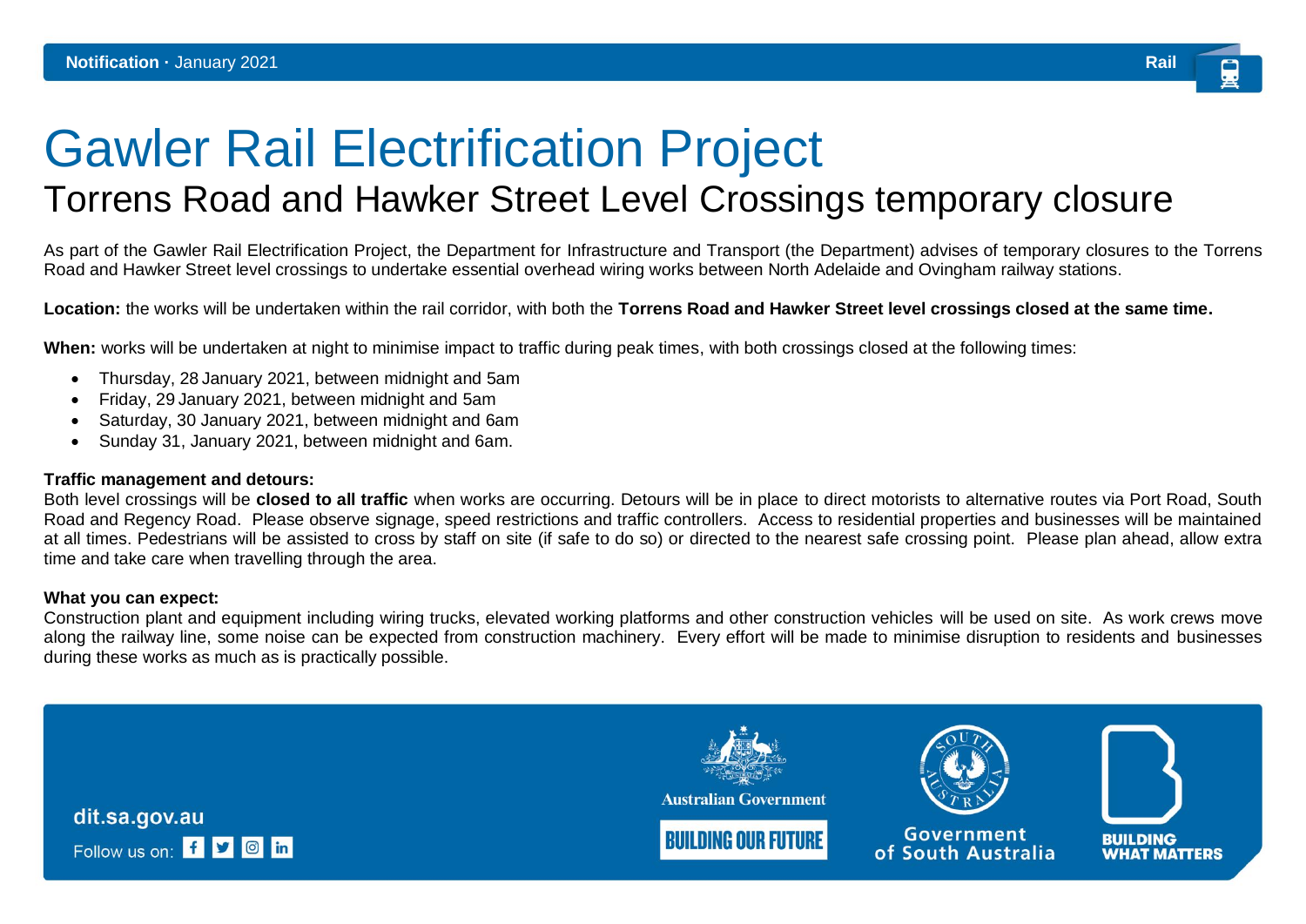Notification · January 2021

Rail

# Gawler Rail Electrification Project

## Torrens Road and Hawker Street Level Crossings temporary closure

As part of the Gawler Rail Electrification Project, the Department for Infrastructure and Transport (the Department) advises of temporary closures to the Torrens Road and Hawker Street level crossings to undertake essential overhead wiring works between North Adelaide and Ovingham railway stations.

**Location:** the works will be undertaken within the rail corridor, with both the **Torrens Road and Hawker Street level crossings closed at the same time.**

**When:** works will be undertaken at night to minimise impact to traffic during peak times, with both crossings closed at the following times:

- Thursday, 28 January 2021, between midnight and 5am
- Friday, 29 January 2021, between midnight and 5am
- Saturday, 30 January 2021, between midnight and 6am
- Sunday 31, January 2021, between midnight and 6am.

**Traffic management and detours:**
Both level crossings will be **closed to all traffic** when works are occurring. Detours will be in place to direct motorists to alternative routes via Port Road, South Road and Regency Road. Please observe signage, speed restrictions and traffic controllers. Access to residential properties and businesses will be maintained at all times. Pedestrians will be assisted to cross by staff on site (if safe to do so) or directed to the nearest safe crossing point. Please plan ahead, allow extra time and take care when travelling through the area.

**What you can expect:**
Construction plant and equipment including wiring trucks, elevated working platforms and other construction vehicles will be used on site. As work crews move along the railway line, some noise can be expected from construction machinery. Every effort will be made to minimise disruption to residents and businesses during these works as much as is practically possible.

dit.sa.gov.au

Follow us on:

Australian Government

BUILDING OUR FUTURE

Government of South Australia

BUILDING WHAT MATTERS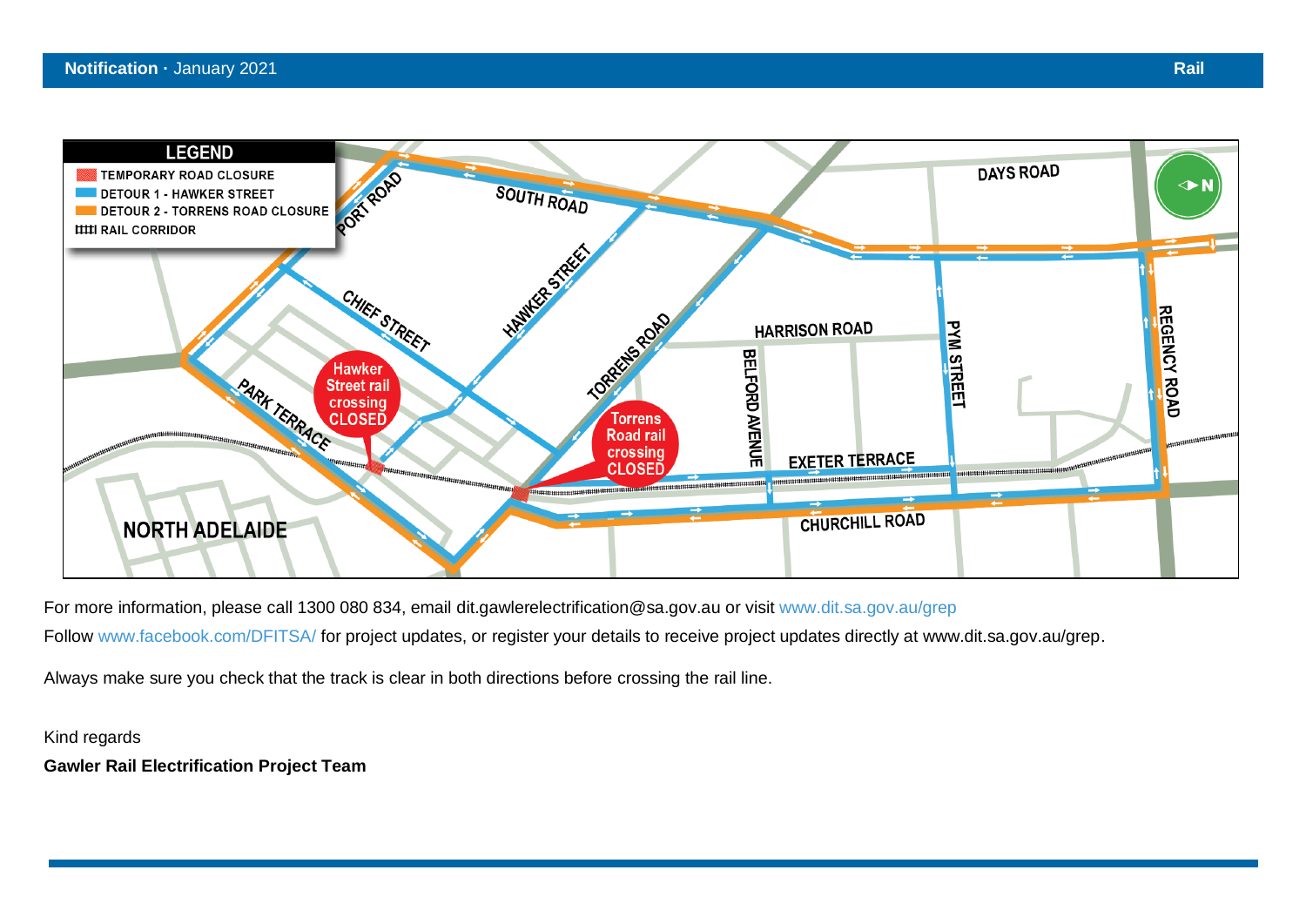LEGEND

TEMPORARY ROAD CLOSURE

DETOUR 1 - HAWKER STREET

DETOUR 2 - TORRENS ROAD CLOSURE

RAIL CORRIDOR

PORT ROAD

SOUTH ROAD

DAYS ROAD

CHIEF STREET

HAWKER STREET

TORRENS ROAD

HARRISON ROAD

PYM STREET

REGENCY ROAD

BELFORD AVENUE

EXETER TERRACE

CHURCHILL ROAD

PARK TERRACE

NORTH ADELAIDE

Hawker Street rail crossing CLOSED

Torrens Road rail crossing CLOSED

N

For more information, please call 1300 080 834, email dit.gawlerelectrification@sa.gov.au or visit www.dit.sa.gov.au/grep

Follow www.facebook.com/DFITSA/ for project updates, or register your details to receive project updates directly at www.dit.sa.gov.au/grep.

Always make sure you check that the track is clear in both directions before crossing the rail line.

Kind regards

**Gawler Rail Electrification Project Team**